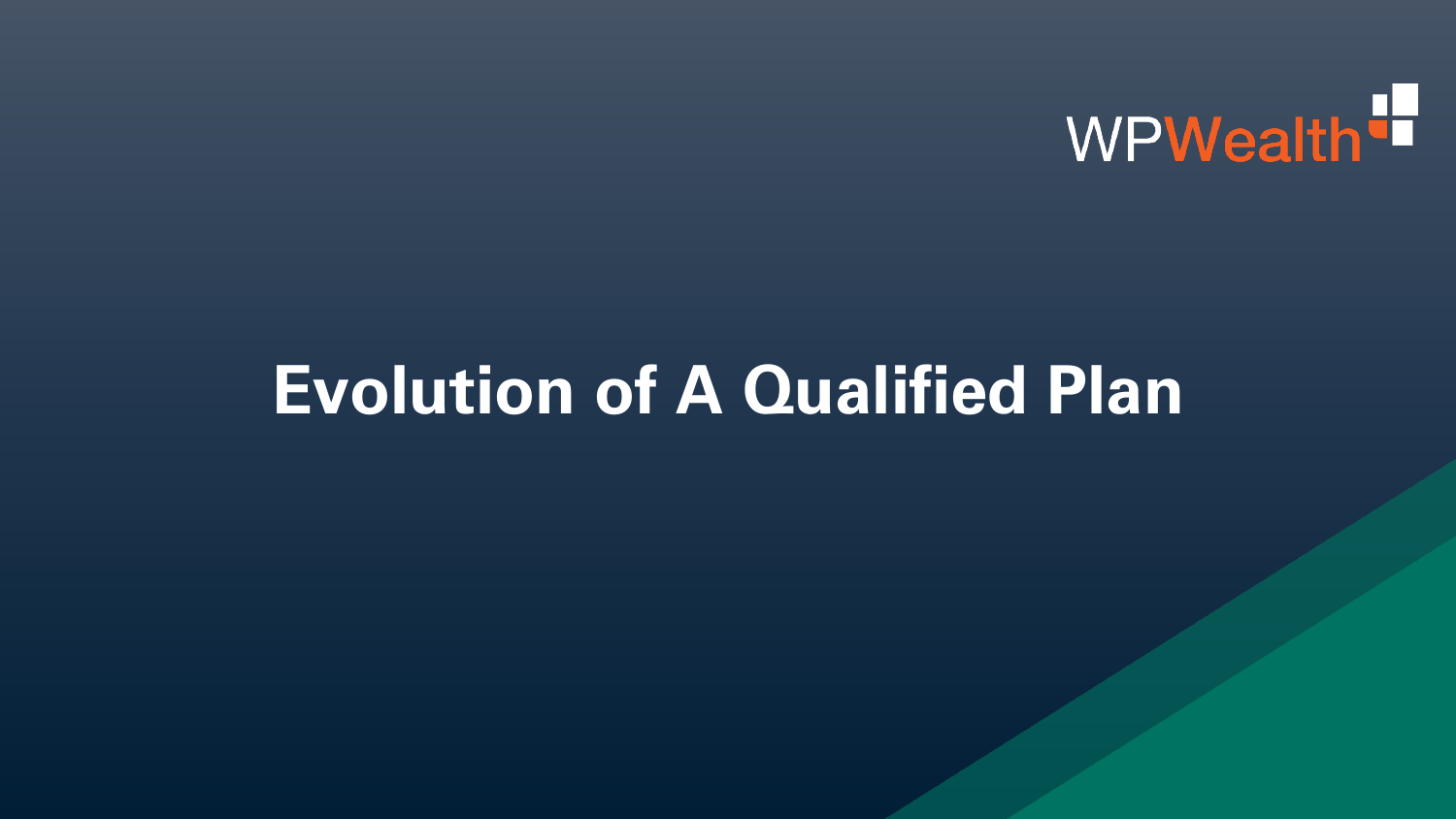WPWealth

# Evolution of A Qualified Plan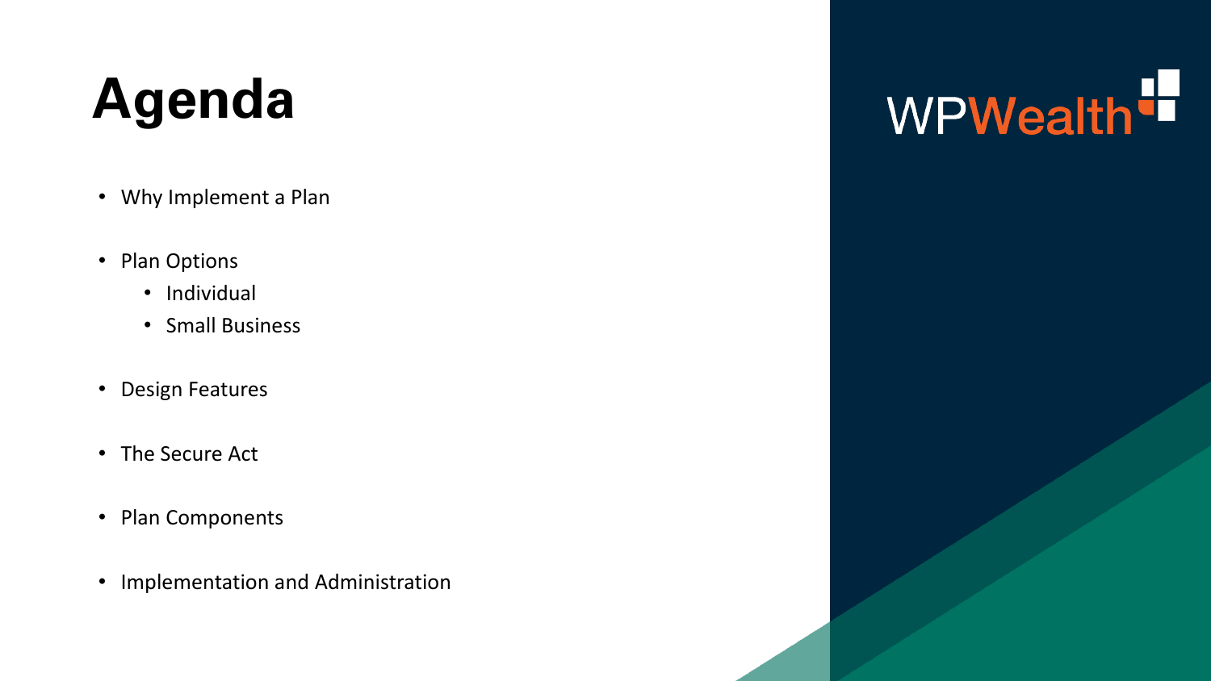# Agenda

- Why Implement a Plan
- Plan Options
  - Individual
  - Small Business
- Design Features
- The Secure Act
- Plan Components
- Implementation and Administration

WPWealth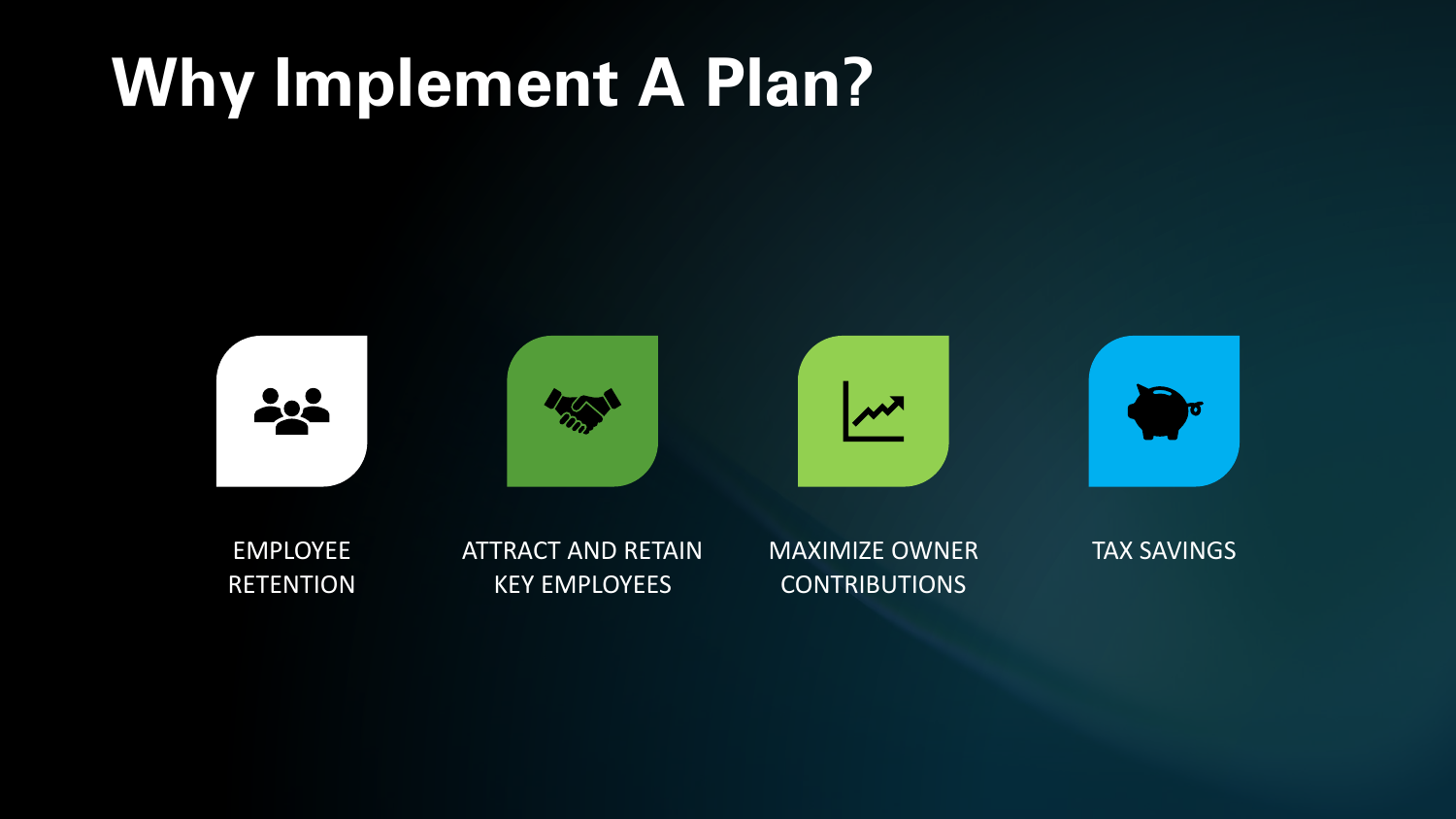# Why Implement A Plan?

- EMPLOYEE RETENTION
- ATTRACT AND RETAIN KEY EMPLOYEES
- MAXIMIZE OWNER CONTRIBUTIONS
- TAX SAVINGS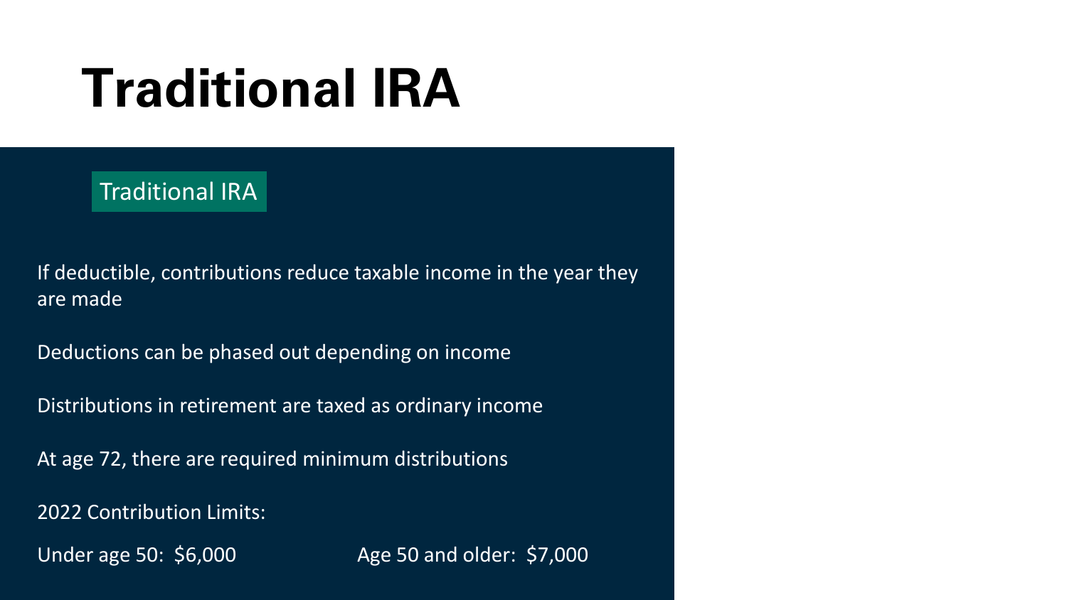# Traditional IRA

## Traditional IRA

If deductible, contributions reduce taxable income in the year they are made

Deductions can be phased out depending on income

Distributions in retirement are taxed as ordinary income

At age 72, there are required minimum distributions

2022 Contribution Limits:

Under age 50: $6,000 Age 50 and older: $7,000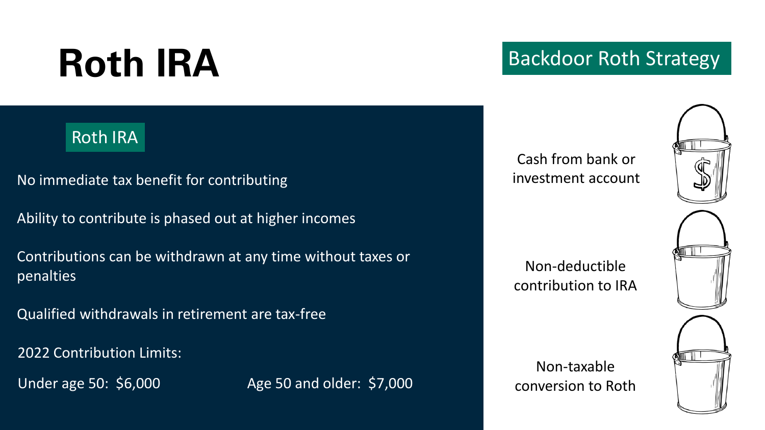# Roth IRA

## Roth IRA

No immediate tax benefit for contributing

Ability to contribute is phased out at higher incomes

Contributions can be withdrawn at any time without taxes or penalties

Qualified withdrawals in retirement are tax-free

2022 Contribution Limits:

Under age 50: $6,000

Age 50 and older: $7,000

## Backdoor Roth Strategy

Cash from bank or investment account

Non-deductible contribution to IRA

Non-taxable conversion to Roth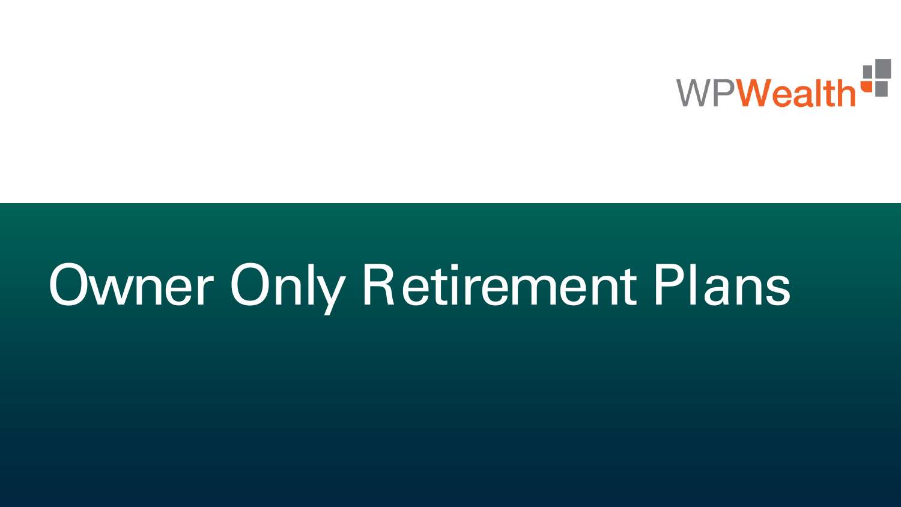WPWealth

# Owner Only Retirement Plans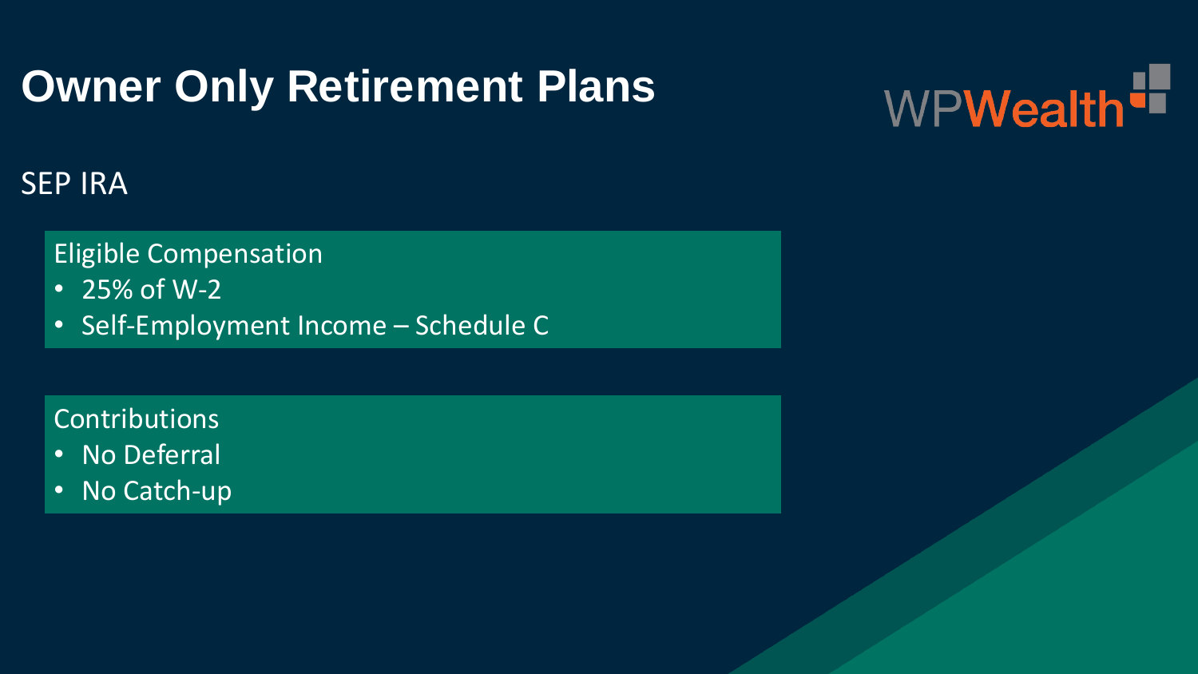# Owner Only Retirement Plans

WPWealth

## SEP IRA

Eligible Compensation

- 25% of W-2
- Self-Employment Income – Schedule C

Contributions

- No Deferral
- No Catch-up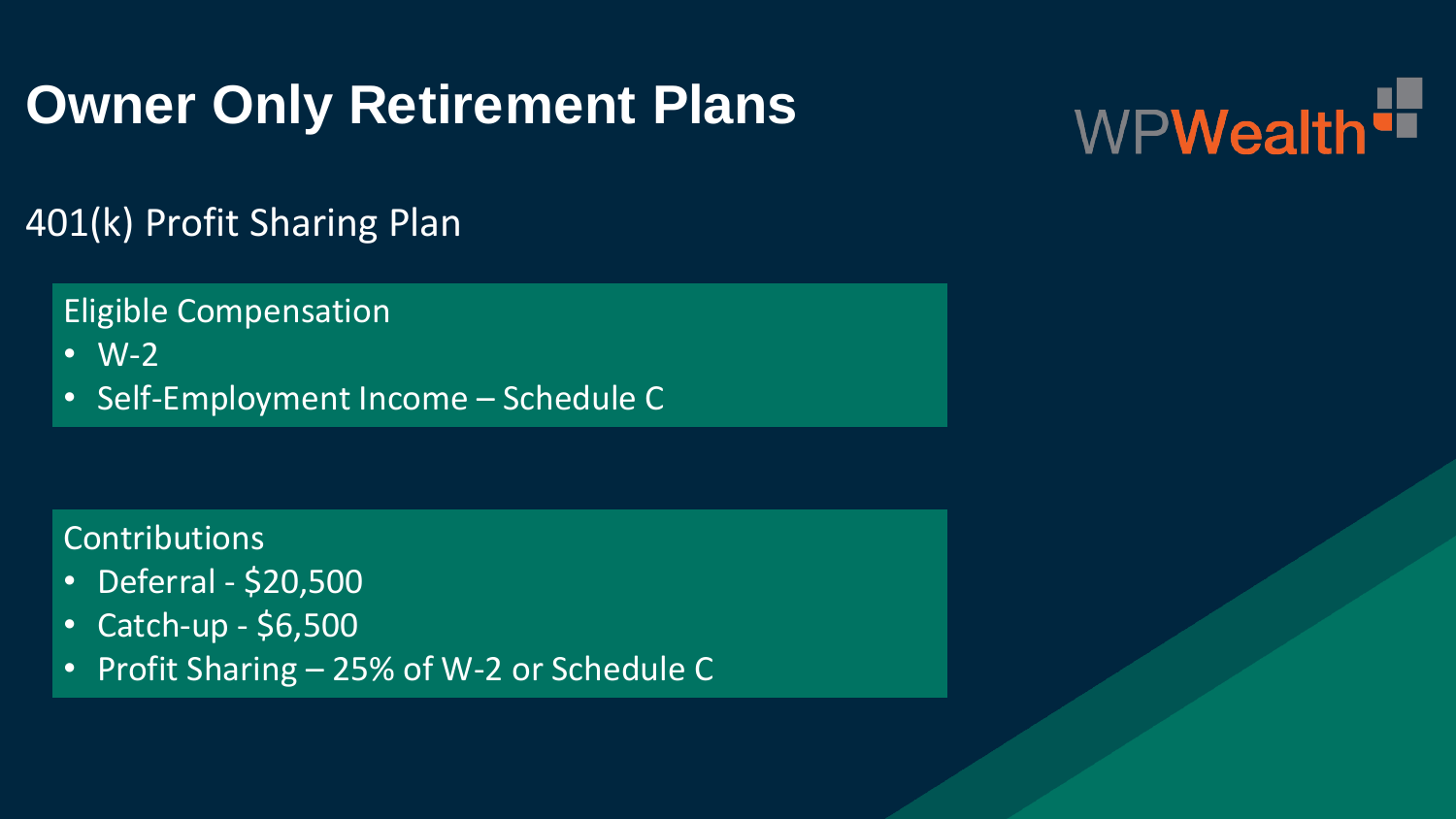# Owner Only Retirement Plans

## 401(k) Profit Sharing Plan

Eligible Compensation

- W-2
- Self-Employment Income – Schedule C

Contributions

- Deferral - $20,500
- Catch-up - $6,500
- Profit Sharing – 25% of W-2 or Schedule C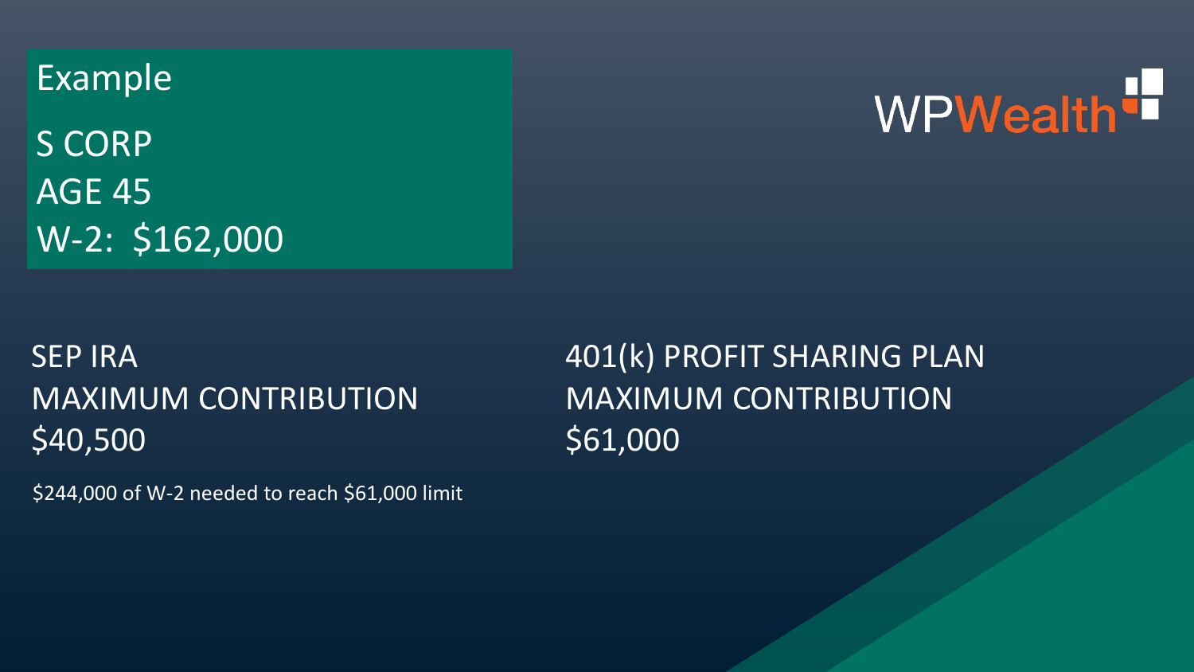## Example

S CORP
AGE 45
W-2: $162,000

WPWealth

### SEP IRA
MAXIMUM CONTRIBUTION
$40,500

$244,000 of W-2 needed to reach $61,000 limit

### 401(k) PROFIT SHARING PLAN
MAXIMUM CONTRIBUTION
$61,000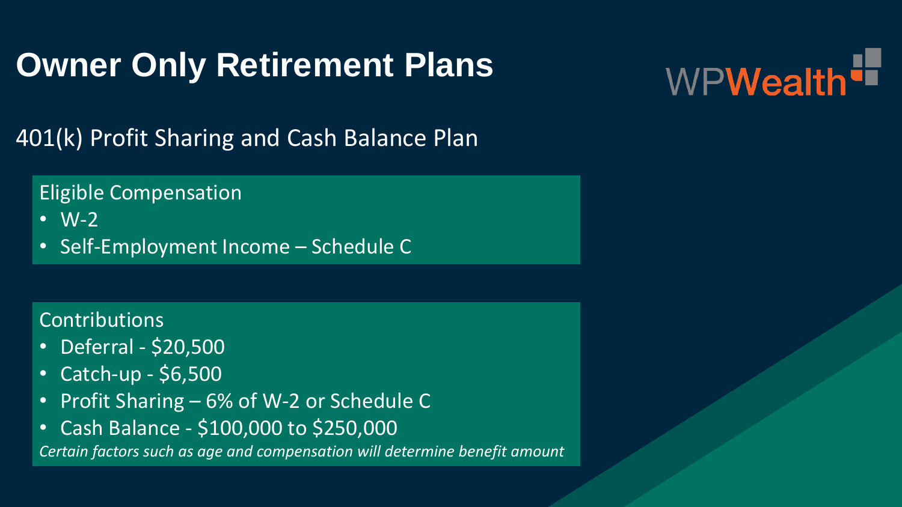# Owner Only Retirement Plans

WPWealth

## 401(k) Profit Sharing and Cash Balance Plan

Eligible Compensation

- W-2
- Self-Employment Income – Schedule C

Contributions

- Deferral - $20,500
- Catch-up - $6,500
- Profit Sharing – 6% of W-2 or Schedule C
- Cash Balance - $100,000 to $250,000

*Certain factors such as age and compensation will determine benefit amount*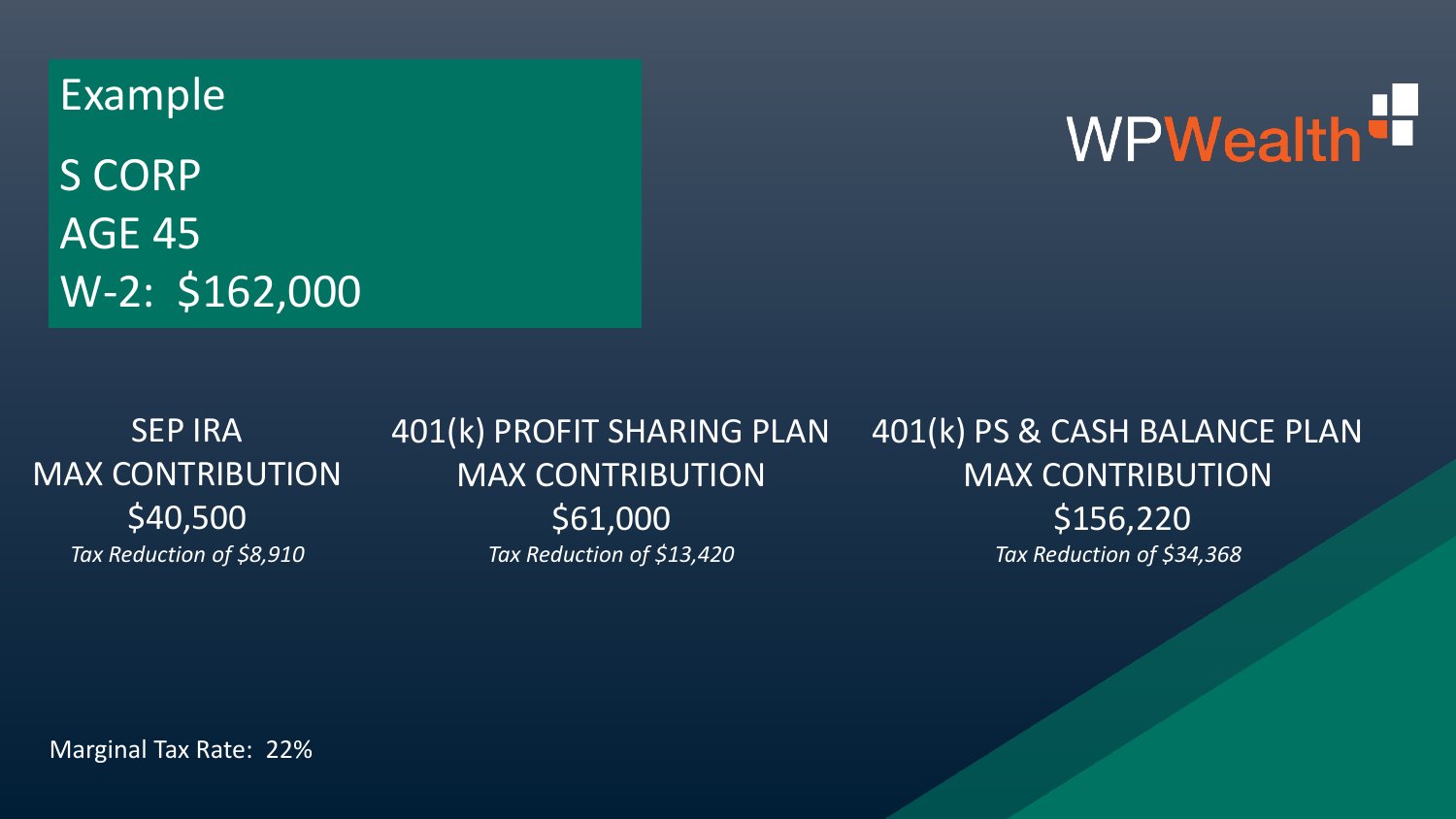## Example

**S CORP**
**AGE 45**
**W-2: $162,000**

WPWealth

| SEP IRA | 401(k) PROFIT SHARING PLAN | 401(k) PS & CASH BALANCE PLAN |
|---|---|---|
| MAX CONTRIBUTION | MAX CONTRIBUTION | MAX CONTRIBUTION |
| $40,500 | $61,000 | $156,220 |
| *Tax Reduction of $8,910* | *Tax Reduction of $13,420* | *Tax Reduction of $34,368* |

Marginal Tax Rate: 22%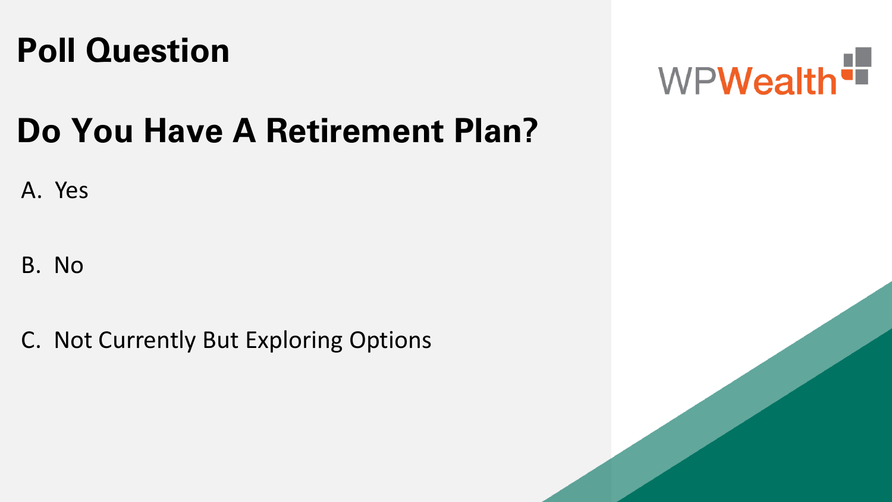# Poll Question

## Do You Have A Retirement Plan?

A. Yes

B. No

C. Not Currently But Exploring Options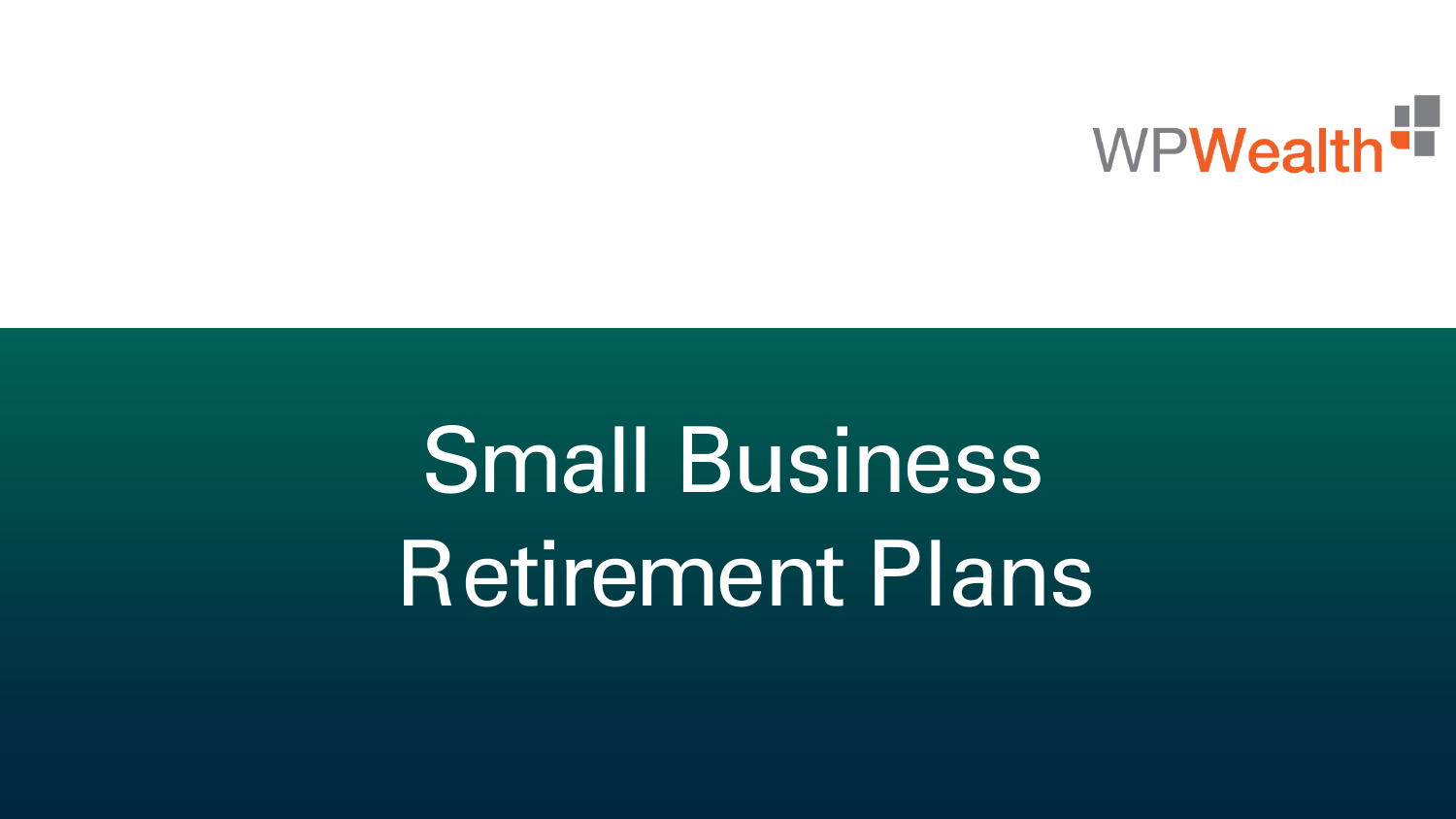# Small Business Retirement Plans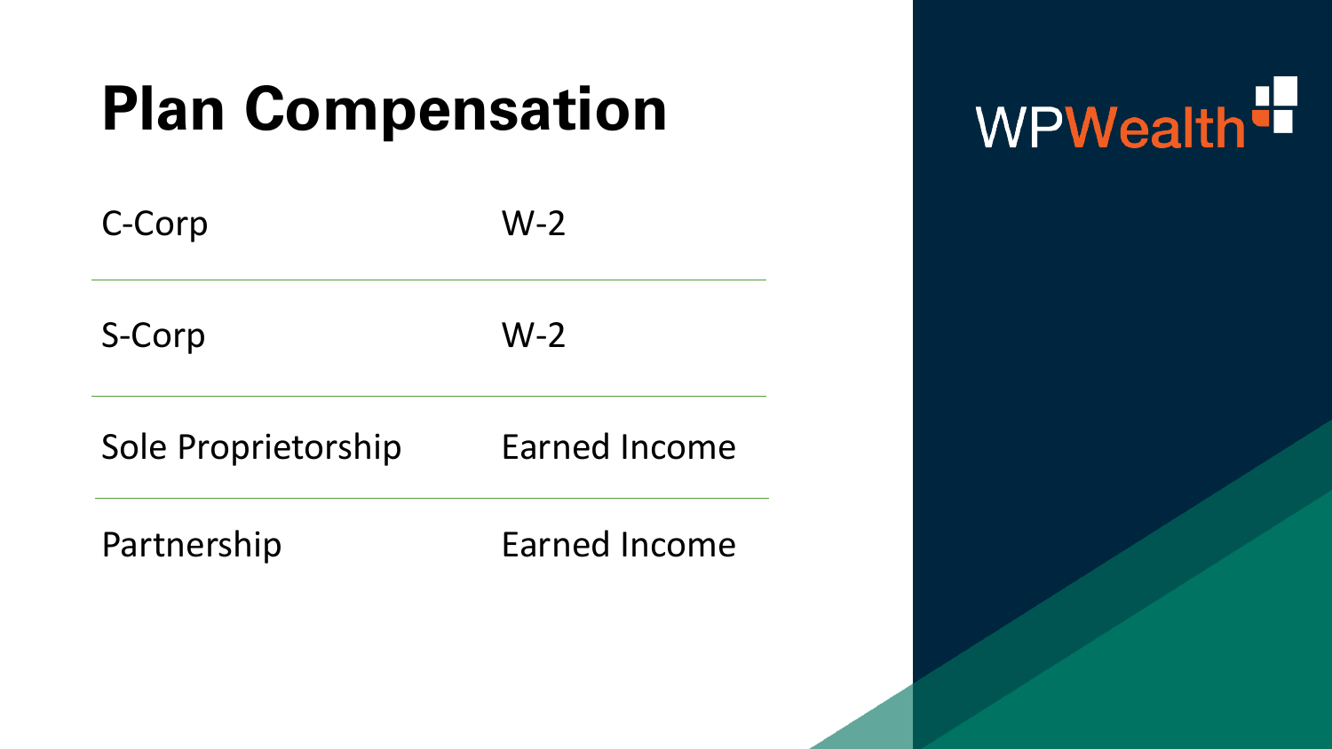# Plan Compensation

| | |
|---|---|
| C-Corp | W-2 |
| S-Corp | W-2 |
| Sole Proprietorship | Earned Income |
| Partnership | Earned Income |

WPWealth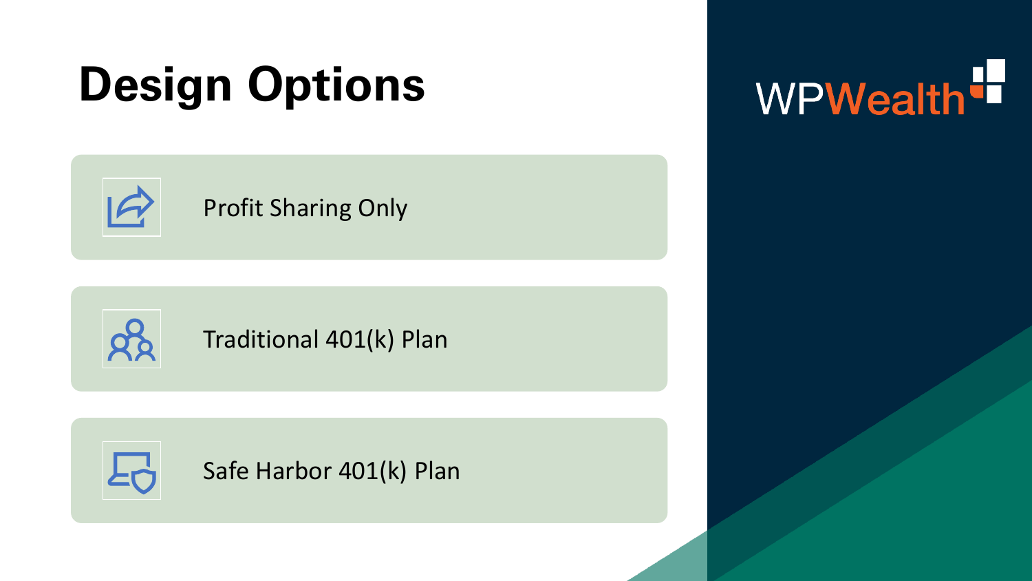# Design Options

- Profit Sharing Only
- Traditional 401(k) Plan
- Safe Harbor 401(k) Plan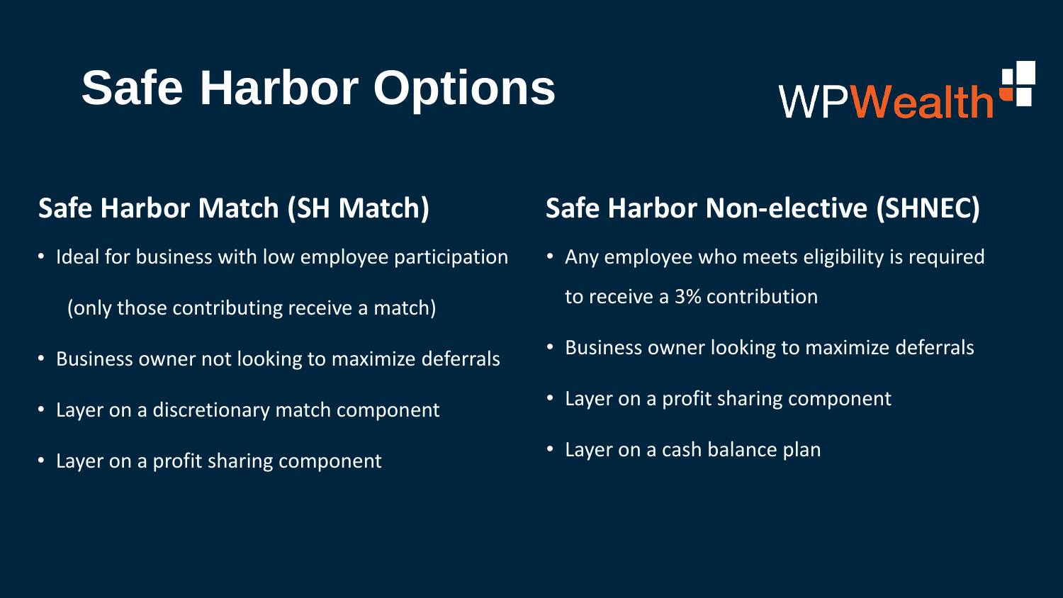# Safe Harbor Options

WPWealth

## Safe Harbor Match (SH Match)

- Ideal for business with low employee participation (only those contributing receive a match)
- Business owner not looking to maximize deferrals
- Layer on a discretionary match component
- Layer on a profit sharing component

## Safe Harbor Non-elective (SHNEC)

- Any employee who meets eligibility is required to receive a 3% contribution
- Business owner looking to maximize deferrals
- Layer on a profit sharing component
- Layer on a cash balance plan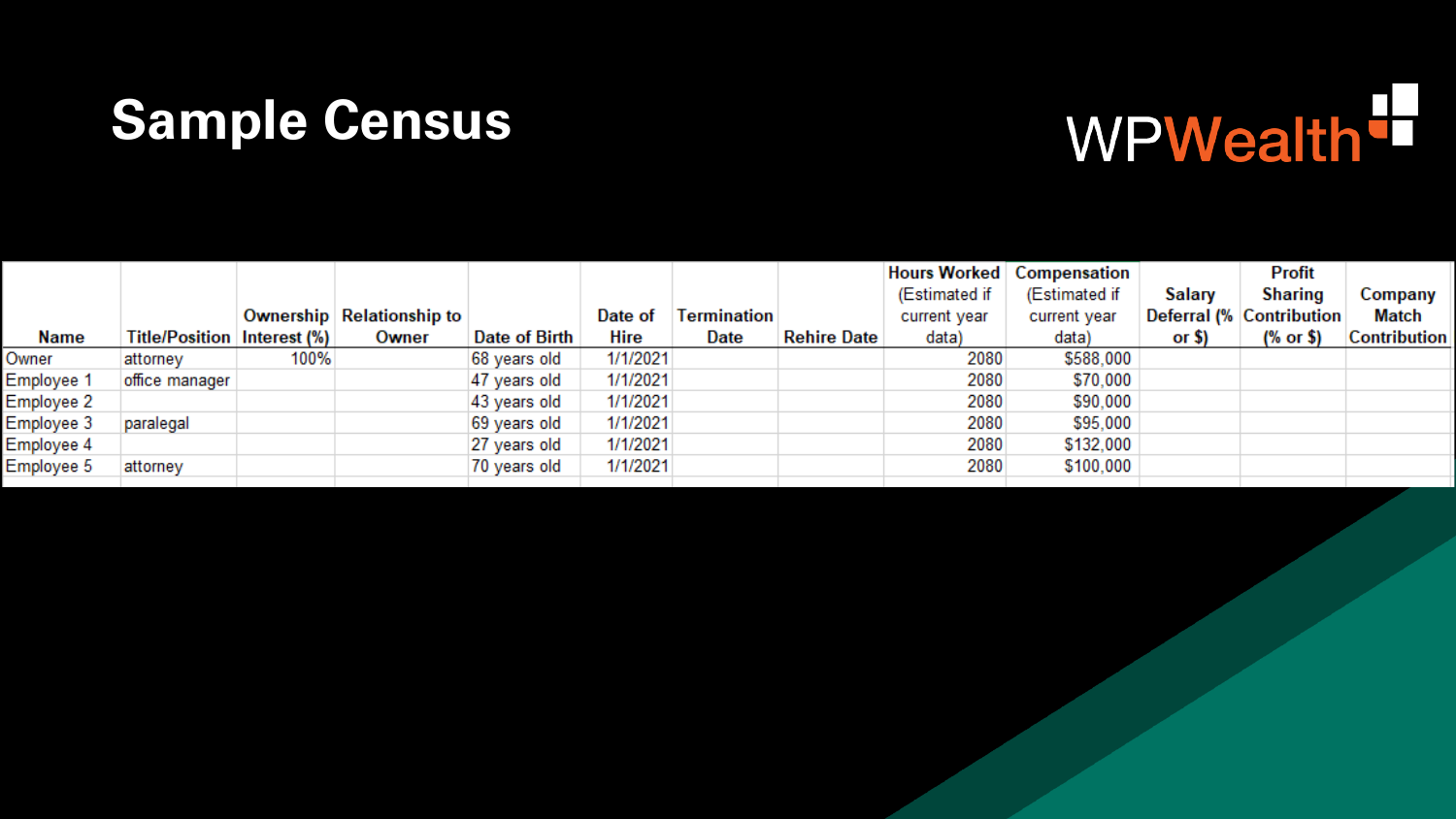# Sample Census

WPWealth

| Name | Title/Position | Ownership Interest (%) | Relationship to Owner | Date of Birth | Date of Hire | Termination Date | Rehire Date | Hours Worked (Estimated if current year data) | Compensation (Estimated if current year data) | Salary Deferral (% or $) | Profit Sharing Contribution (% or $) | Company Match Contribution |
|---|---|---|---|---|---|---|---|---|---|---|---|---|
| Owner | attorney | 100% | | 68 years old | 1/1/2021 | | | 2080 | $588,000 | | | |
| Employee 1 | office manager | | | 47 years old | 1/1/2021 | | | 2080 | $70,000 | | | |
| Employee 2 | | | | 43 years old | 1/1/2021 | | | 2080 | $90,000 | | | |
| Employee 3 | paralegal | | | 69 years old | 1/1/2021 | | | 2080 | $95,000 | | | |
| Employee 4 | | | | 27 years old | 1/1/2021 | | | 2080 | $132,000 | | | |
| Employee 5 | attorney | | | 70 years old | 1/1/2021 | | | 2080 | $100,000 | | | |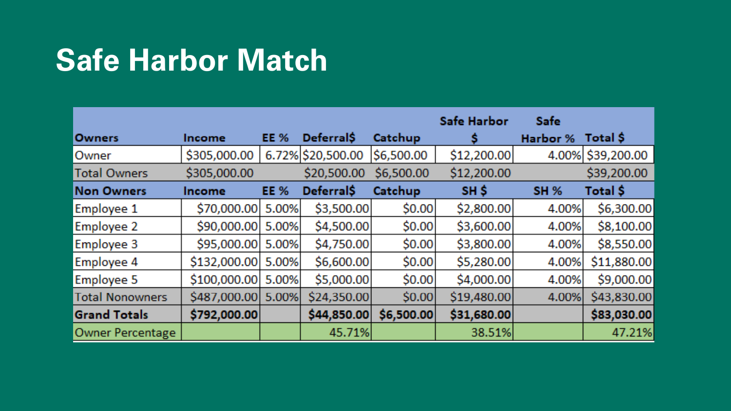# Safe Harbor Match

| Owners | Income | EE % | Deferral$ | Catchup | Safe Harbor $ | Safe Harbor % | Total $ |
|---|---|---|---|---|---|---|---|
| Owner | $305,000.00 | 6.72% | $20,500.00 | $6,500.00 | $12,200.00 | 4.00% | $39,200.00 |
| Total Owners | $305,000.00 | | $20,500.00 | $6,500.00 | $12,200.00 | | $39,200.00 |
| **Non Owners** | **Income** | **EE %** | **Deferral$** | **Catchup** | **SH $** | **SH %** | **Total $** |
| Employee 1 | $70,000.00 | 5.00% | $3,500.00 | $0.00 | $2,800.00 | 4.00% | $6,300.00 |
| Employee 2 | $90,000.00 | 5.00% | $4,500.00 | $0.00 | $3,600.00 | 4.00% | $8,100.00 |
| Employee 3 | $95,000.00 | 5.00% | $4,750.00 | $0.00 | $3,800.00 | 4.00% | $8,550.00 |
| Employee 4 | $132,000.00 | 5.00% | $6,600.00 | $0.00 | $5,280.00 | 4.00% | $11,880.00 |
| Employee 5 | $100,000.00 | 5.00% | $5,000.00 | $0.00 | $4,000.00 | 4.00% | $9,000.00 |
| Total Nonowners | $487,000.00 | 5.00% | $24,350.00 | $0.00 | $19,480.00 | 4.00% | $43,830.00 |
| **Grand Totals** | **$792,000.00** | | **$44,850.00** | **$6,500.00** | **$31,680.00** | | **$83,030.00** |
| Owner Percentage | | | 45.71% | | 38.51% | | 47.21% |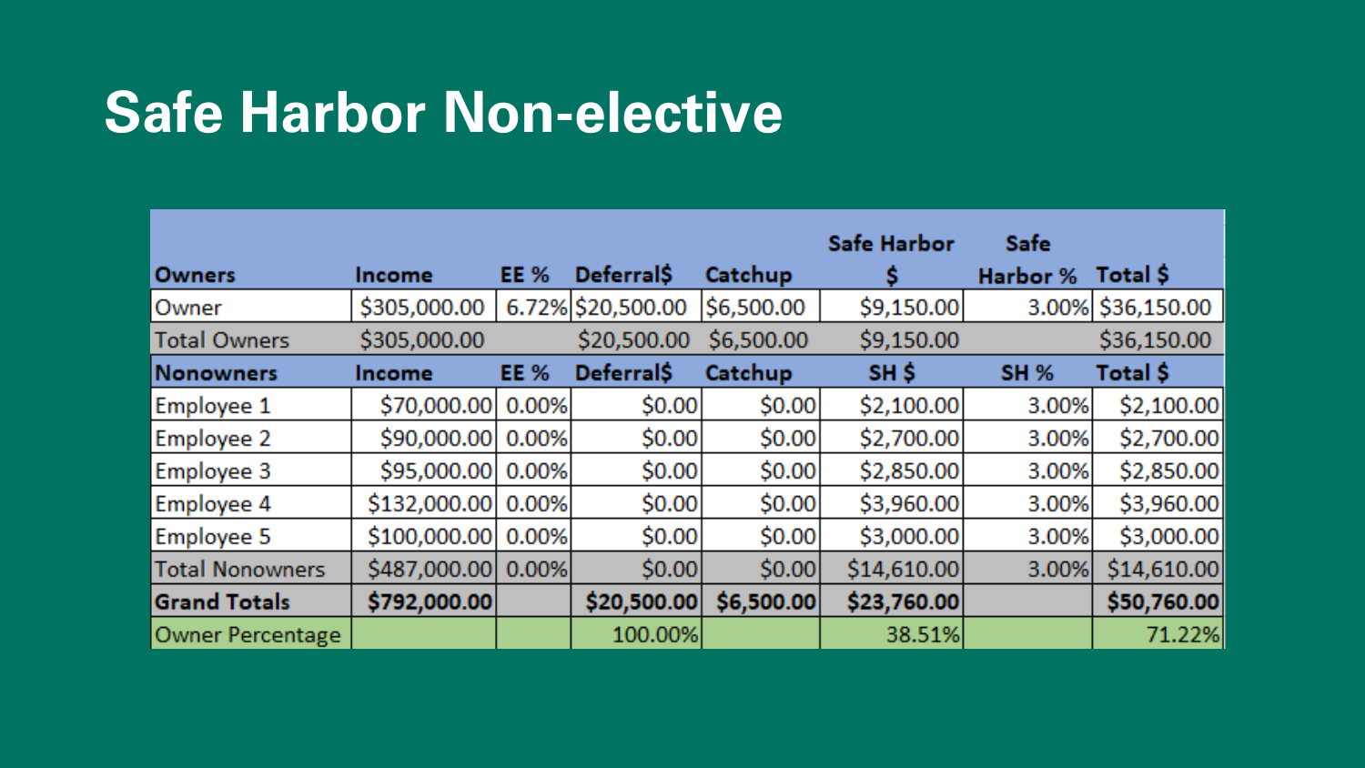# Safe Harbor Non-elective

| Owners | Income | EE % | Deferral$ | Catchup | Safe Harbor $ | Safe Harbor % | Total $ |
|---|---|---|---|---|---|---|---|
| Owner | $305,000.00 | 6.72% | $20,500.00 | $6,500.00 | $9,150.00 | 3.00% | $36,150.00 |
| Total Owners | $305,000.00 | | $20,500.00 | $6,500.00 | $9,150.00 | | $36,150.00 |
| **Nonowners** | **Income** | **EE %** | **Deferral$** | **Catchup** | **SH $** | **SH %** | **Total $** |
| Employee 1 | $70,000.00 | 0.00% | $0.00 | $0.00 | $2,100.00 | 3.00% | $2,100.00 |
| Employee 2 | $90,000.00 | 0.00% | $0.00 | $0.00 | $2,700.00 | 3.00% | $2,700.00 |
| Employee 3 | $95,000.00 | 0.00% | $0.00 | $0.00 | $2,850.00 | 3.00% | $2,850.00 |
| Employee 4 | $132,000.00 | 0.00% | $0.00 | $0.00 | $3,960.00 | 3.00% | $3,960.00 |
| Employee 5 | $100,000.00 | 0.00% | $0.00 | $0.00 | $3,000.00 | 3.00% | $3,000.00 |
| Total Nonowners | $487,000.00 | 0.00% | $0.00 | $0.00 | $14,610.00 | 3.00% | $14,610.00 |
| **Grand Totals** | **$792,000.00** | | **$20,500.00** | **$6,500.00** | **$23,760.00** | | **$50,760.00** |
| Owner Percentage | | | 100.00% | | 38.51% | | 71.22% |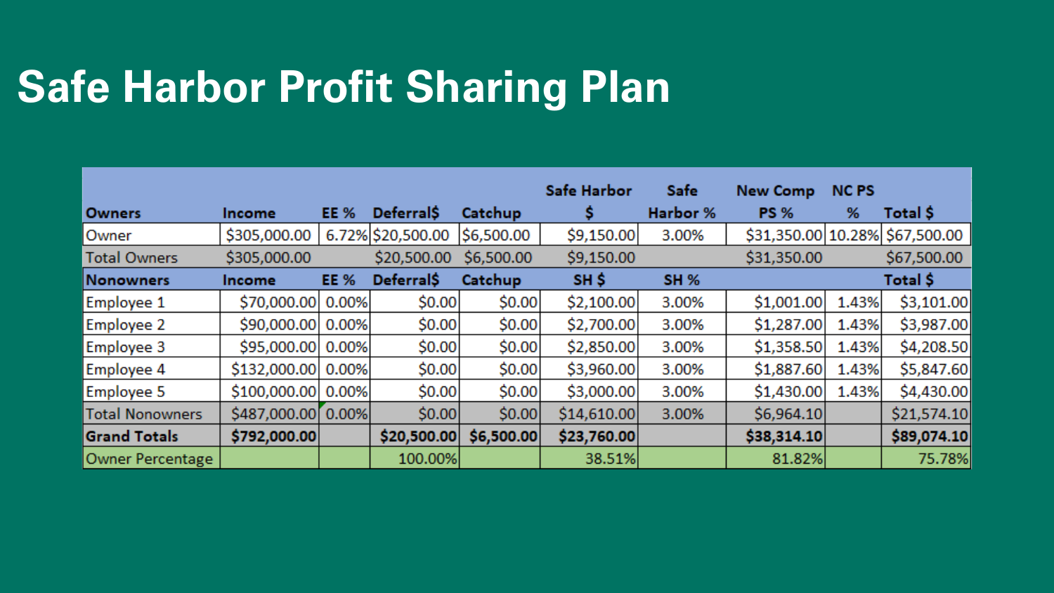# Safe Harbor Profit Sharing Plan

| Owners | Income | EE % | Deferral$ | Catchup | Safe Harbor $ | Safe Harbor % | New Comp PS % | NC PS % | Total $ |
|---|---|---|---|---|---|---|---|---|---|
| Owner | $305,000.00 | 6.72% | $20,500.00 | $6,500.00 | $9,150.00 | 3.00% | $31,350.00 | 10.28% | $67,500.00 |
| Total Owners | $305,000.00 | | $20,500.00 | $6,500.00 | $9,150.00 | | $31,350.00 | | $67,500.00 |
| **Nonowners** | **Income** | **EE %** | **Deferral$** | **Catchup** | **SH $** | **SH %** | | | **Total $** |
| Employee 1 | $70,000.00 | 0.00% | $0.00 | $0.00 | $2,100.00 | 3.00% | $1,001.00 | 1.43% | $3,101.00 |
| Employee 2 | $90,000.00 | 0.00% | $0.00 | $0.00 | $2,700.00 | 3.00% | $1,287.00 | 1.43% | $3,987.00 |
| Employee 3 | $95,000.00 | 0.00% | $0.00 | $0.00 | $2,850.00 | 3.00% | $1,358.50 | 1.43% | $4,208.50 |
| Employee 4 | $132,000.00 | 0.00% | $0.00 | $0.00 | $3,960.00 | 3.00% | $1,887.60 | 1.43% | $5,847.60 |
| Employee 5 | $100,000.00 | 0.00% | $0.00 | $0.00 | $3,000.00 | 3.00% | $1,430.00 | 1.43% | $4,430.00 |
| Total Nonowners | $487,000.00 | 0.00% | $0.00 | $0.00 | $14,610.00 | 3.00% | $6,964.10 | | $21,574.10 |
| **Grand Totals** | **$792,000.00** | | **$20,500.00** | **$6,500.00** | **$23,760.00** | | **$38,314.10** | | **$89,074.10** |
| Owner Percentage | | | 100.00% | | 38.51% | | 81.82% | | 75.78% |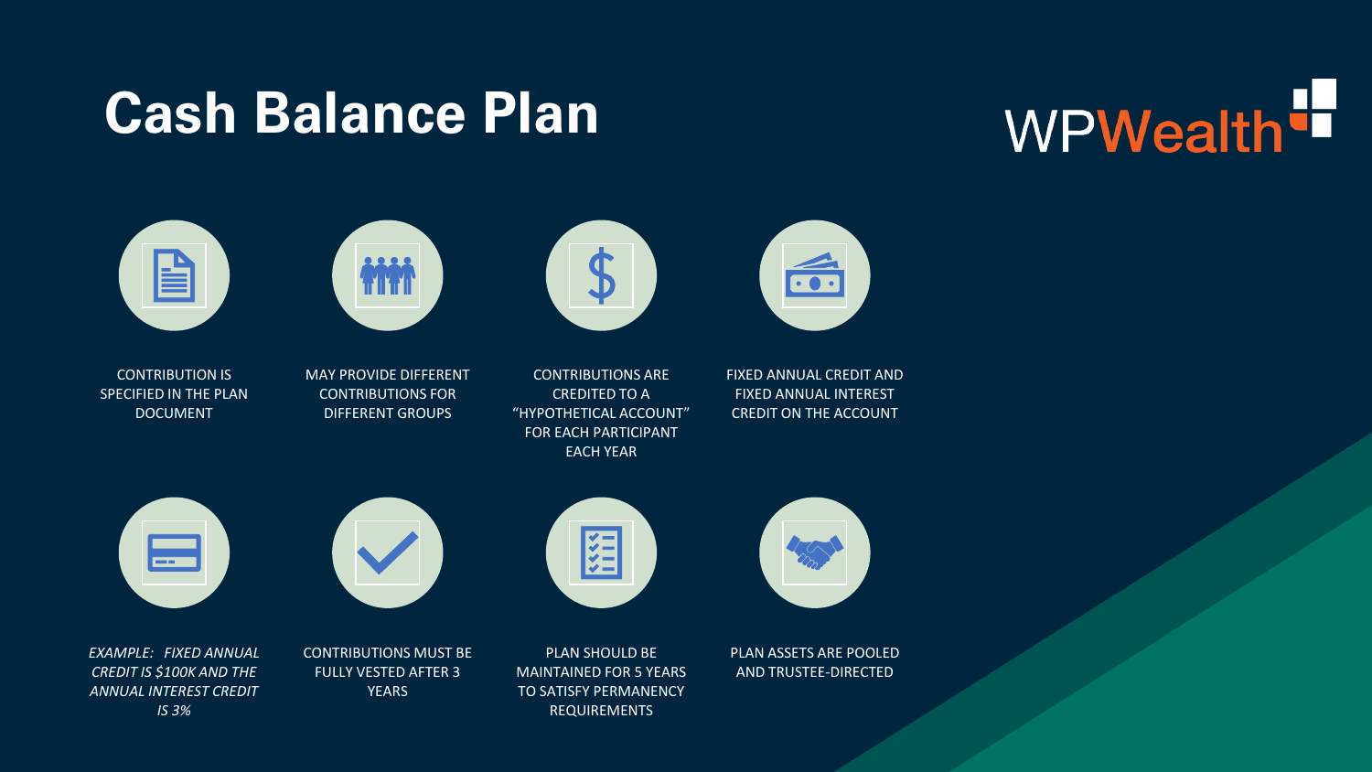# Cash Balance Plan

WPWealth

- CONTRIBUTION IS SPECIFIED IN THE PLAN DOCUMENT
- MAY PROVIDE DIFFERENT CONTRIBUTIONS FOR DIFFERENT GROUPS
- CONTRIBUTIONS ARE CREDITED TO A "HYPOTHETICAL ACCOUNT" FOR EACH PARTICIPANT EACH YEAR
- FIXED ANNUAL CREDIT AND FIXED ANNUAL INTEREST CREDIT ON THE ACCOUNT
- *EXAMPLE: FIXED ANNUAL CREDIT IS $100K AND THE ANNUAL INTEREST CREDIT IS 3%*
- CONTRIBUTIONS MUST BE FULLY VESTED AFTER 3 YEARS
- PLAN SHOULD BE MAINTAINED FOR 5 YEARS TO SATISFY PERMANENCY REQUIREMENTS
- PLAN ASSETS ARE POOLED AND TRUSTEE-DIRECTED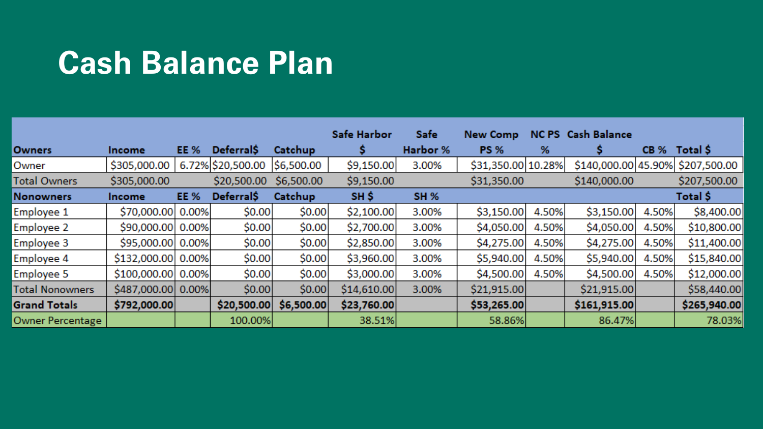# Cash Balance Plan

| Owners | Income | EE % | Deferral$ | Catchup | Safe Harbor $ | Safe Harbor % | New Comp PS % | NC PS % | Cash Balance $ | CB % | Total $ |
|---|---|---|---|---|---|---|---|---|---|---|---|
| Owner | $305,000.00 | 6.72% | $20,500.00 | $6,500.00 | $9,150.00 | 3.00% | $31,350.00 | 10.28% | $140,000.00 | 45.90% | $207,500.00 |
| Total Owners | $305,000.00 | | $20,500.00 | $6,500.00 | $9,150.00 | | $31,350.00 | | $140,000.00 | | $207,500.00 |
| **Nonowners** | **Income** | **EE %** | **Deferral$** | **Catchup** | **SH $** | **SH %** | | | | | **Total $** |
| Employee 1 | $70,000.00 | 0.00% | $0.00 | $0.00 | $2,100.00 | 3.00% | $3,150.00 | 4.50% | $3,150.00 | 4.50% | $8,400.00 |
| Employee 2 | $90,000.00 | 0.00% | $0.00 | $0.00 | $2,700.00 | 3.00% | $4,050.00 | 4.50% | $4,050.00 | 4.50% | $10,800.00 |
| Employee 3 | $95,000.00 | 0.00% | $0.00 | $0.00 | $2,850.00 | 3.00% | $4,275.00 | 4.50% | $4,275.00 | 4.50% | $11,400.00 |
| Employee 4 | $132,000.00 | 0.00% | $0.00 | $0.00 | $3,960.00 | 3.00% | $5,940.00 | 4.50% | $5,940.00 | 4.50% | $15,840.00 |
| Employee 5 | $100,000.00 | 0.00% | $0.00 | $0.00 | $3,000.00 | 3.00% | $4,500.00 | 4.50% | $4,500.00 | 4.50% | $12,000.00 |
| Total Nonowners | $487,000.00 | 0.00% | $0.00 | $0.00 | $14,610.00 | 3.00% | $21,915.00 | | $21,915.00 | | $58,440.00 |
| **Grand Totals** | **$792,000.00** | | **$20,500.00** | **$6,500.00** | **$23,760.00** | | **$53,265.00** | | **$161,915.00** | | **$265,940.00** |
| Owner Percentage | | | 100.00% | | 38.51% | | 58.86% | | 86.47% | | 78.03% |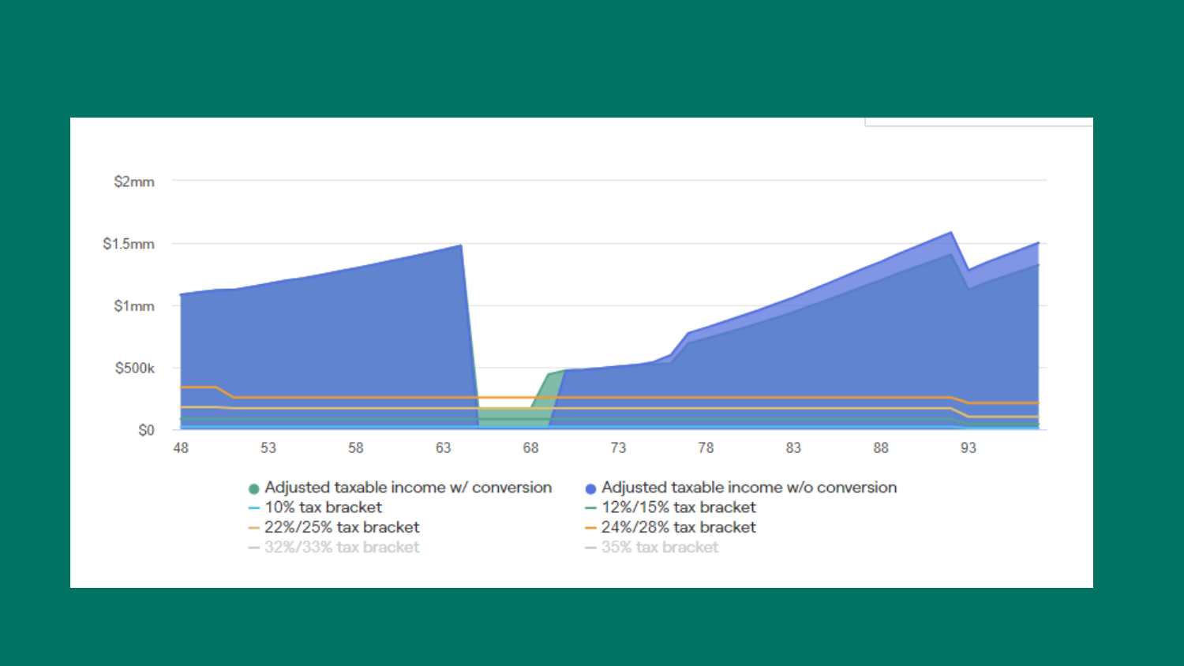$2mm

$1.5mm

$1mm

$500k

$0

48 53 58 63 68 73 78 83 88 93

- Adjusted taxable income w/ conversion
- Adjusted taxable income w/o conversion
- 10% tax bracket
- 12%/15% tax bracket
- 22%/25% tax bracket
- 24%/28% tax bracket
- 32%/33% tax bracket
- 35% tax bracket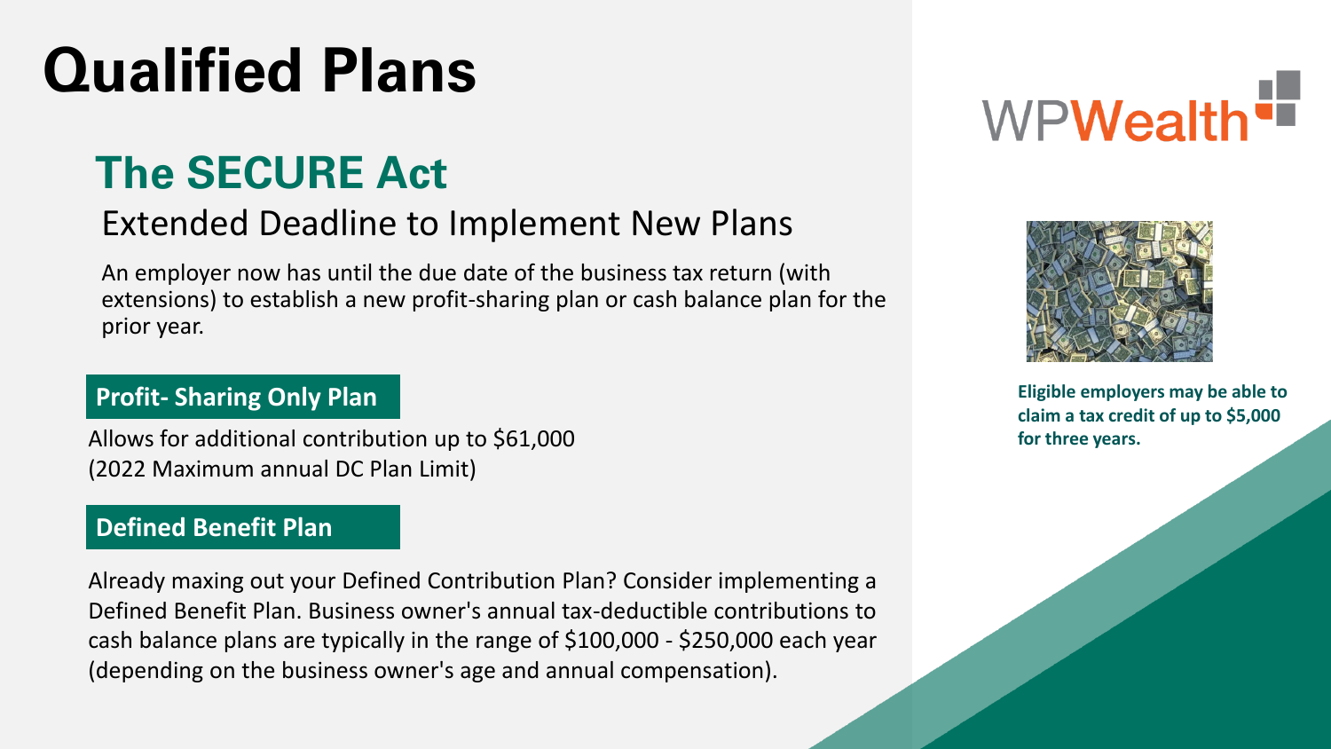# Qualified Plans

## The SECURE Act

### Extended Deadline to Implement New Plans

An employer now has until the due date of the business tax return (with extensions) to establish a new profit-sharing plan or cash balance plan for the prior year.

**Profit- Sharing Only Plan**

Allows for additional contribution up to $61,000
(2022 Maximum annual DC Plan Limit)

**Defined Benefit Plan**

Already maxing out your Defined Contribution Plan? Consider implementing a Defined Benefit Plan. Business owner's annual tax-deductible contributions to cash balance plans are typically in the range of $100,000 - $250,000 each year (depending on the business owner's age and annual compensation).

**Eligible employers may be able to claim a tax credit of up to $5,000 for three years.**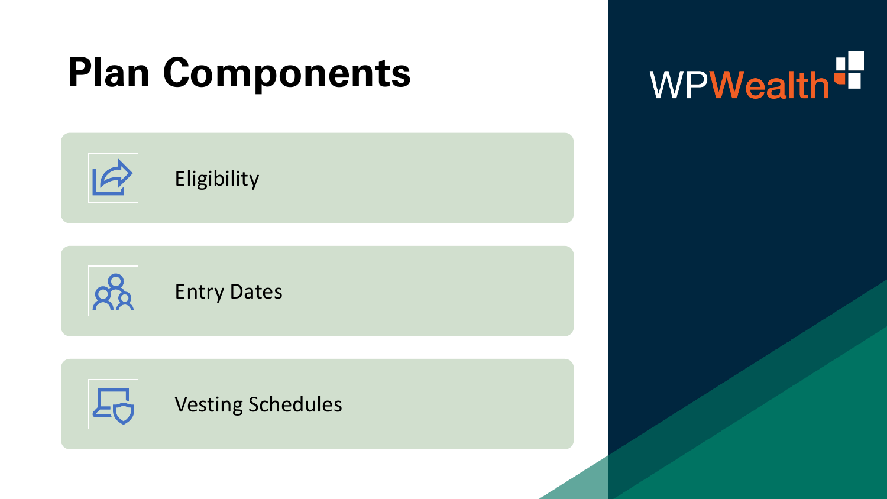# Plan Components

- Eligibility
- Entry Dates
- Vesting Schedules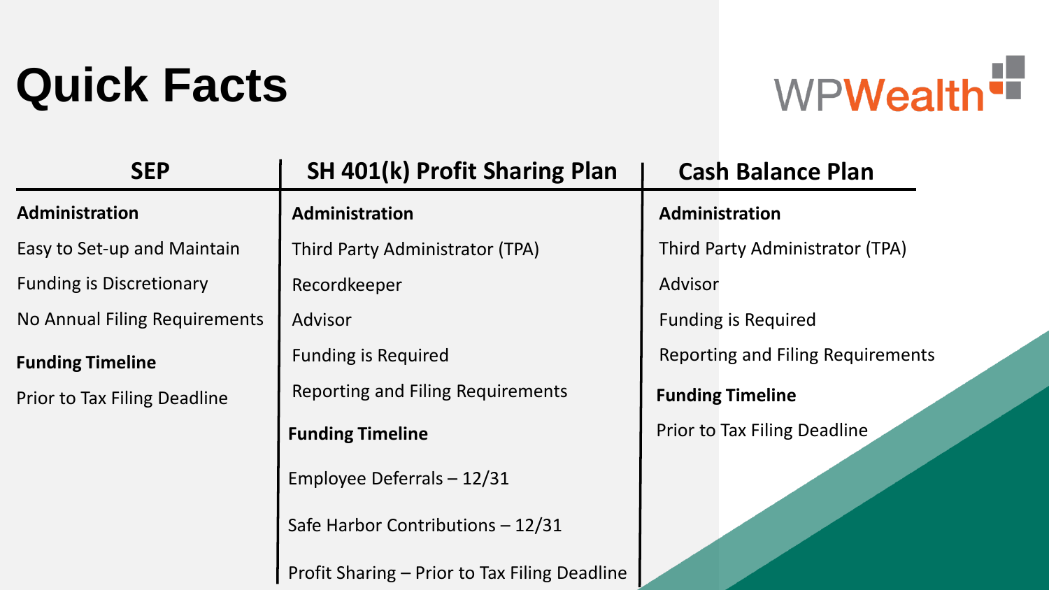# Quick Facts

WPWealth

| SEP | SH 401(k) Profit Sharing Plan | Cash Balance Plan |
|---|---|---|
| **Administration** | **Administration** | **Administration** |
| Easy to Set-up and Maintain | Third Party Administrator (TPA) | Third Party Administrator (TPA) |
| Funding is Discretionary | Recordkeeper | Advisor |
| No Annual Filing Requirements | Advisor | Funding is Required |
| **Funding Timeline** | Funding is Required | Reporting and Filing Requirements |
| Prior to Tax Filing Deadline | Reporting and Filing Requirements | **Funding Timeline** |
| | **Funding Timeline** | Prior to Tax Filing Deadline |
| | Employee Deferrals – 12/31 | |
| | Safe Harbor Contributions – 12/31 | |
| | Profit Sharing – Prior to Tax Filing Deadline | |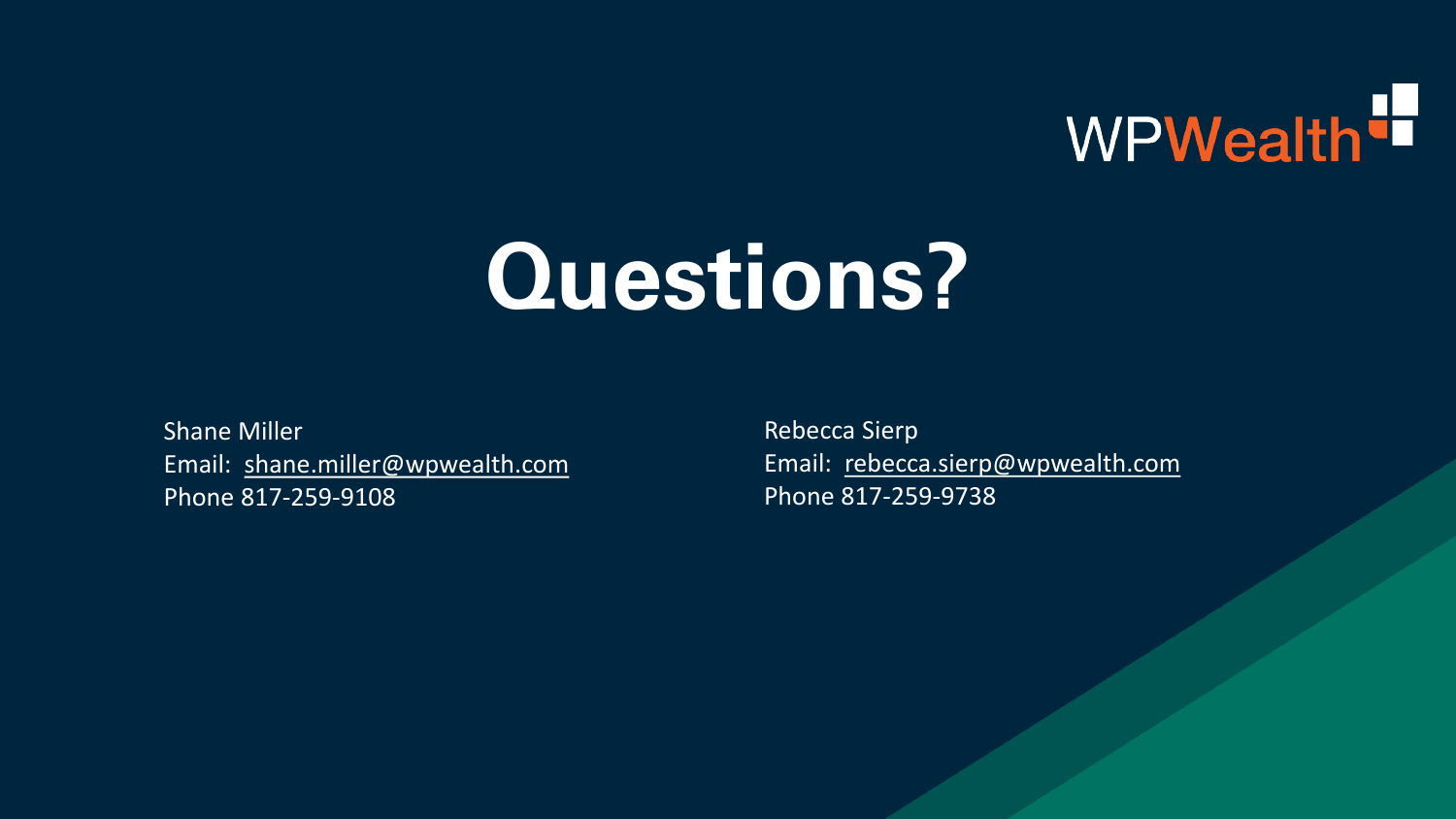WPWealth

# Questions?

Shane Miller
Email: shane.miller@wpwealth.com
Phone 817-259-9108

Rebecca Sierp
Email: rebecca.sierp@wpwealth.com
Phone 817-259-9738